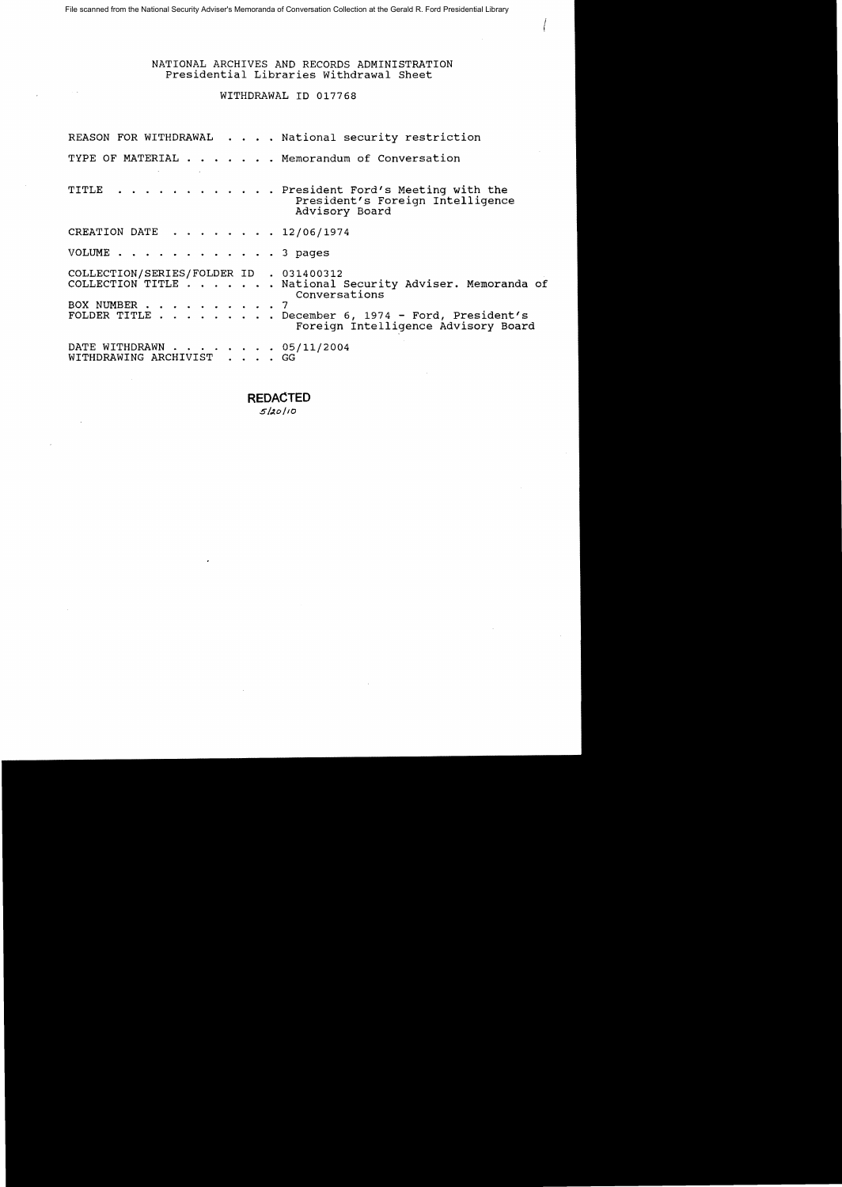File scanned from the National Security Adviser's Memoranda of Conversation Collection at the Gerald R. Ford Presidential Library

NATIONAL ARCHIVES AND RECORDS ADMINISTRATION
Presidential Libraries Withdrawal Sheet

WITHDRAWAL ID 017768

REASON FOR WITHDRAWAL . . . . National security restriction

TYPE OF MATERIAL . . . . . . . Memorandum of Conversation

TITLE . . . . . . . . . . . . President Ford's Meeting with the President's Foreign Intelligence Advisory Board

CREATION DATE . . . . . . . . 12/06/1974

VOLUME . . . . . . . . . . . . 3 pages

COLLECTION/SERIES/FOLDER ID . 031400312
COLLECTION TITLE . . . . . . . National Security Adviser. Memoranda of Conversations
BOX NUMBER . . . . . . . . . . 7
FOLDER TITLE . . . . . . . . . December 6, 1974 - Ford, President's Foreign Intelligence Advisory Board

DATE WITHDRAWN . . . . . . . . 05/11/2004
WITHDRAWING ARCHIVIST . . . . GG

**REDACTED**
5/20/10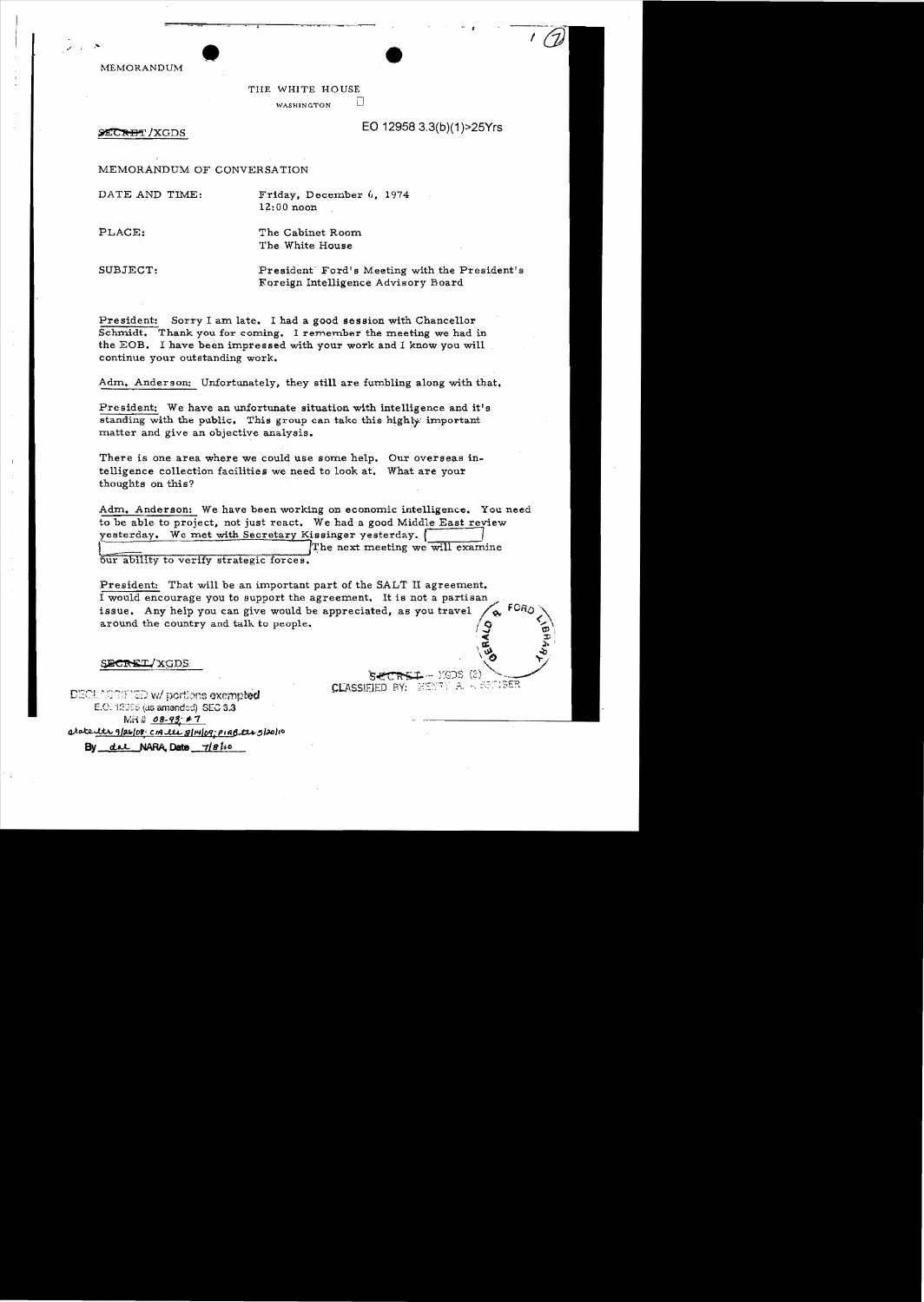MEMORANDUM

THE WHITE HOUSE

WASHINGTON

SECRET/XGDS

EO 12958 3.3(b)(1)>25Yrs

MEMORANDUM OF CONVERSATION

DATE AND TIME: Friday, December 6, 1974
12:00 noon

PLACE: The Cabinet Room
The White House

SUBJECT: President Ford's Meeting with the President's Foreign Intelligence Advisory Board

President: Sorry I am late. I had a good session with Chancellor Schmidt. Thank you for coming. I remember the meeting we had in the EOB. I have been impressed with your work and I know you will continue your outstanding work.

Adm. Anderson: Unfortunately, they still are fumbling along with that.

President: We have an unfortunate situation with intelligence and it's standing with the public. This group can take this highly important matter and give an objective analysis.

There is one area where we could use some help. Our overseas intelligence collection facilities we need to look at. What are your thoughts on this?

Adm. Anderson: We have been working on economic intelligence. You need to be able to project, not just react. We had a good Middle East review yesterday. We met with Secretary Kissinger yesterday. [ ] The next meeting we will examine our ability to verify strategic forces.

President: That will be an important part of the SALT II agreement. I would encourage you to support the agreement. It is not a partisan issue. Any help you can give would be appreciated, as you travel around the country and talk to people.

SECRET/XGDS

SECRET - XGDS (3)
CLASSIFIED BY: HENRY A. KISSINGER

DECLASSIFIED w/ portions exempted
E.O. 12958 (as amended) SEC 3.3
MR # 08-93; #7
state ltr 9/26/08; CIA ltr 8/14/09; PIAB ltr 5/20/10
By dal NARA, Date 7/8/10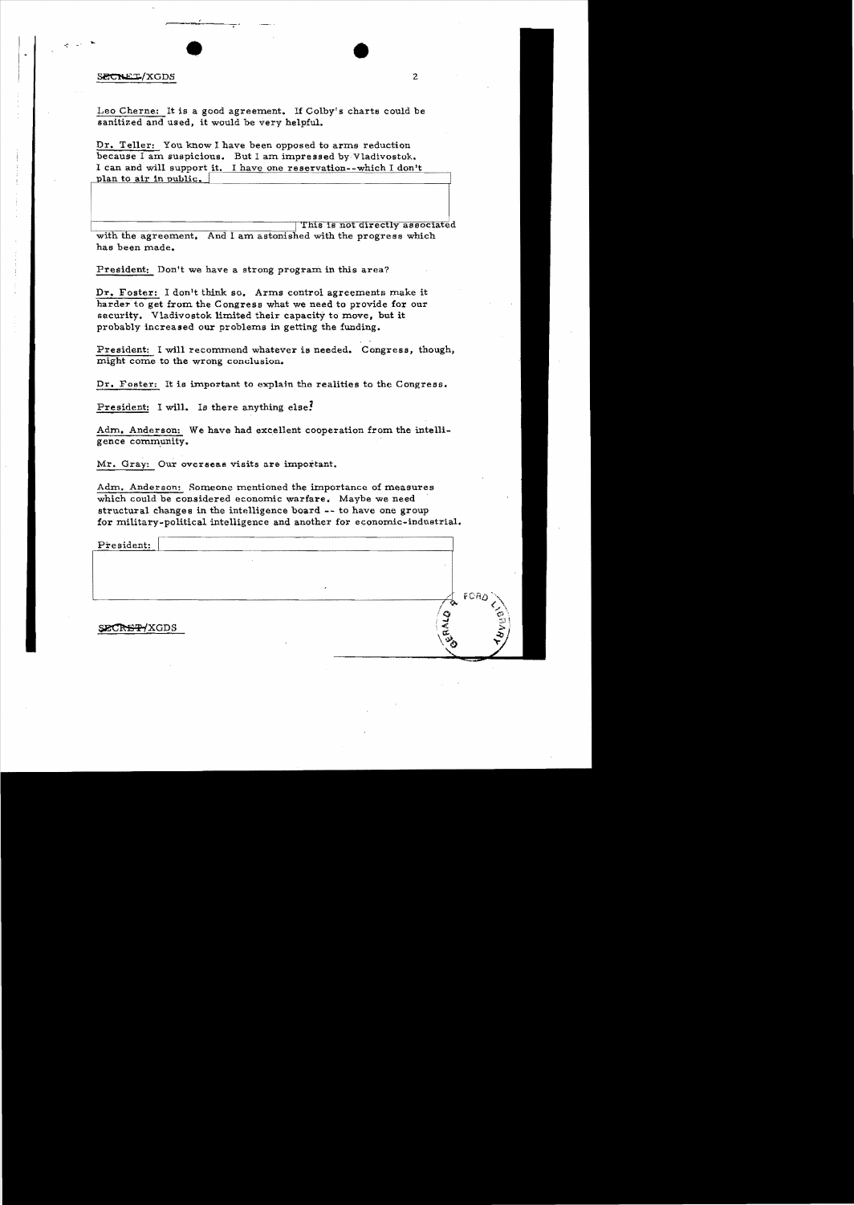SECRET/XGDS

Leo Cherne: It is a good agreement. If Colby's charts could be sanitized and used, it would be very helpful.

Dr. Teller: You know I have been opposed to arms reduction because I am suspicious. But I am impressed by Vladivostok. I can and will support it. I have one reservation--which I don't plan to air in public.

This is not directly associated with the agreement. And I am astonished with the progress which has been made.

President: Don't we have a strong program in this area?

Dr. Foster: I don't think so. Arms control agreements make it harder to get from the Congress what we need to provide for our security. Vladivostok limited their capacity to move, but it probably increased our problems in getting the funding.

President: I will recommend whatever is needed. Congress, though, might come to the wrong conclusion.

Dr. Foster: It is important to explain the realities to the Congress.

President: I will. Is there anything else?

Adm. Anderson: We have had excellent cooperation from the intelligence community.

Mr. Gray: Our overseas visits are important.

Adm. Anderson: Someone mentioned the importance of measures which could be considered economic warfare. Maybe we need structural changes in the intelligence board -- to have one group for military-political intelligence and another for economic-industrial.

President:

SECRET/XGDS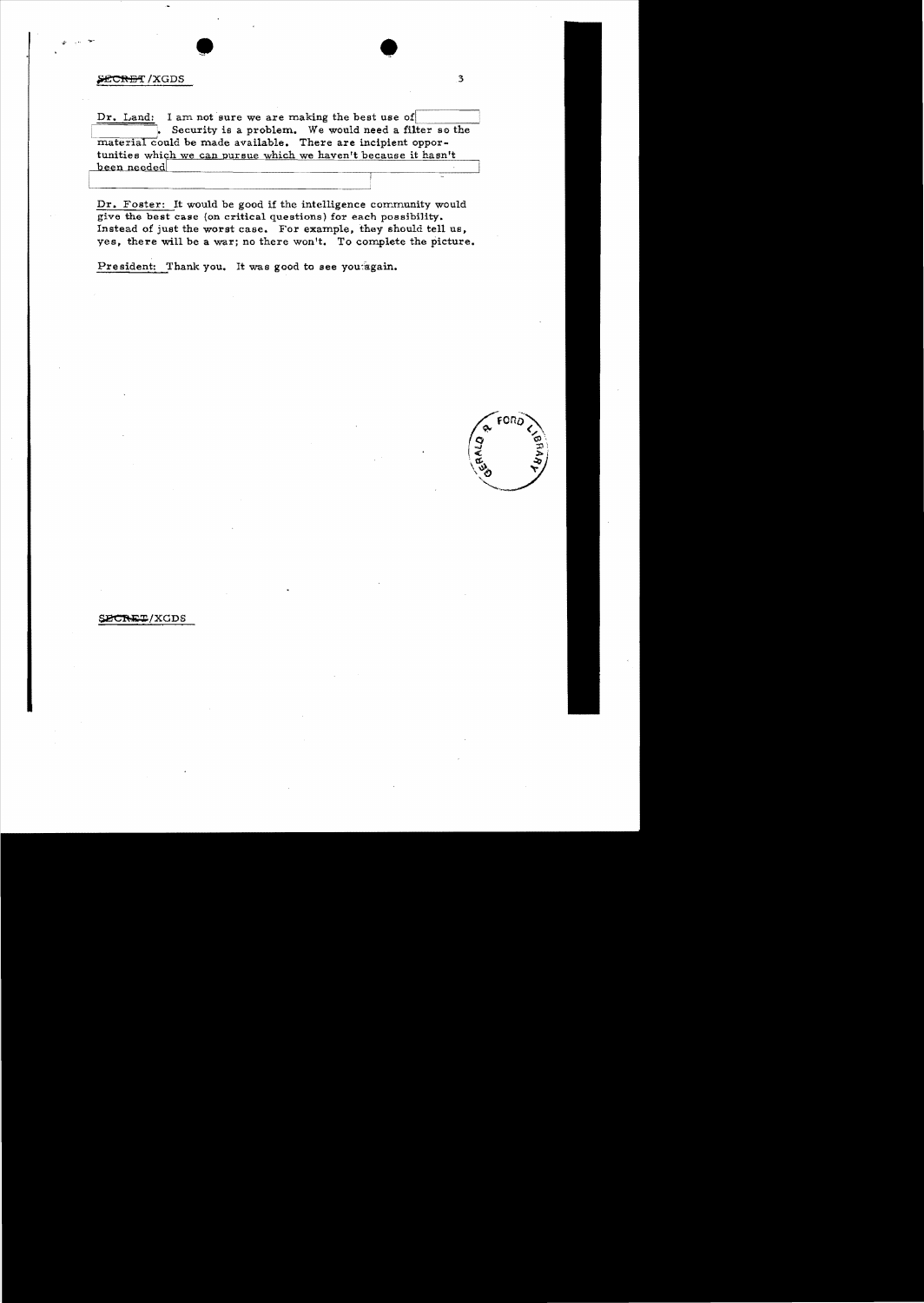Dr. Land: I am not sure we are making the best use of [redacted]. Security is a problem. We would need a filter so the material could be made available. There are incipient opportunities which we can pursue which we haven't because it hasn't been needed [redacted]

Dr. Foster: It would be good if the intelligence community would give the best case (on critical questions) for each possibility. Instead of just the worst case. For example, they should tell us, yes, there will be a war; no there won't. To complete the picture.

President: Thank you. It was good to see you again.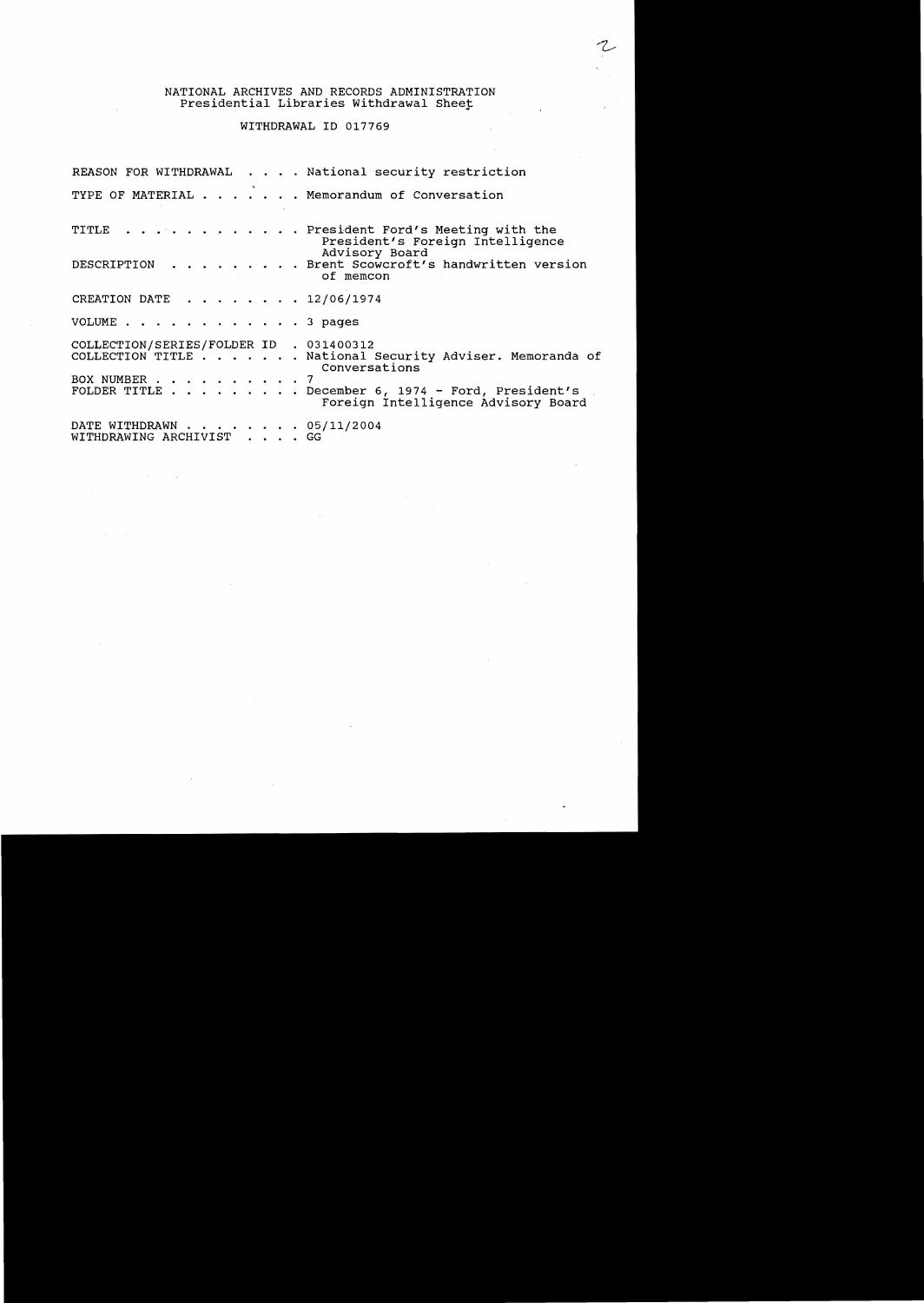NATIONAL ARCHIVES AND RECORDS ADMINISTRATION
Presidential Libraries Withdrawal Sheet

WITHDRAWAL ID 017769

| | |
|---|---|
| REASON FOR WITHDRAWAL . . . . | National security restriction |
| TYPE OF MATERIAL . . . . . . . | Memorandum of Conversation |
| TITLE . . . . . . . . . . . . | President Ford's Meeting with the President's Foreign Intelligence Advisory Board |
| DESCRIPTION . . . . . . . . . | Brent Scowcroft's handwritten version of memcon |
| CREATION DATE . . . . . . . . | 12/06/1974 |
| VOLUME . . . . . . . . . . . . | 3 pages |
| COLLECTION/SERIES/FOLDER ID . | 031400312 |
| COLLECTION TITLE . . . . . . . | National Security Adviser. Memoranda of Conversations |
| BOX NUMBER . . . . . . . . . . | 7 |
| FOLDER TITLE . . . . . . . . . | December 6, 1974 - Ford, President's Foreign Intelligence Advisory Board |
| DATE WITHDRAWN . . . . . . . . | 05/11/2004 |
| WITHDRAWING ARCHIVIST . . . . | GG |